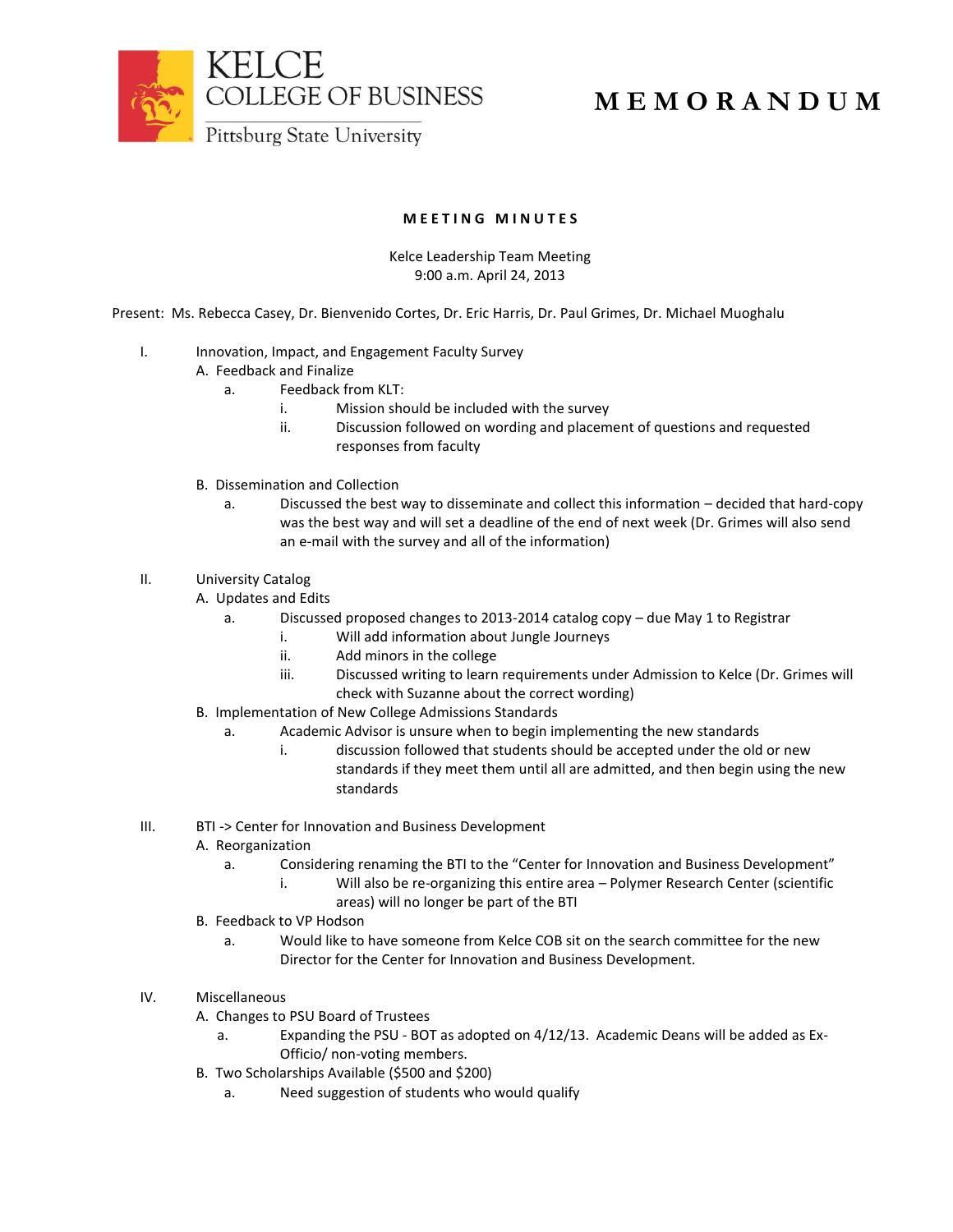KELCE
COLLEGE OF BUSINESS
Pittsburg State University

# MEMORANDUM

## MEETING MINUTES

Kelce Leadership Team Meeting
9:00 a.m. April 24, 2013

Present: Ms. Rebecca Casey, Dr. Bienvenido Cortes, Dr. Eric Harris, Dr. Paul Grimes, Dr. Michael Muoghalu

I. Innovation, Impact, and Engagement Faculty Survey
   - A. Feedback and Finalize
     - a. Feedback from KLT:
       - i. Mission should be included with the survey
       - ii. Discussion followed on wording and placement of questions and requested responses from faculty
   - B. Dissemination and Collection
     - a. Discussed the best way to disseminate and collect this information – decided that hard-copy was the best way and will set a deadline of the end of next week (Dr. Grimes will also send an e-mail with the survey and all of the information)

II. University Catalog
   - A. Updates and Edits
     - a. Discussed proposed changes to 2013-2014 catalog copy – due May 1 to Registrar
       - i. Will add information about Jungle Journeys
       - ii. Add minors in the college
       - iii. Discussed writing to learn requirements under Admission to Kelce (Dr. Grimes will check with Suzanne about the correct wording)
   - B. Implementation of New College Admissions Standards
     - a. Academic Advisor is unsure when to begin implementing the new standards
       - i. discussion followed that students should be accepted under the old or new standards if they meet them until all are admitted, and then begin using the new standards

III. BTI -> Center for Innovation and Business Development
   - A. Reorganization
     - a. Considering renaming the BTI to the "Center for Innovation and Business Development"
       - i. Will also be re-organizing this entire area – Polymer Research Center (scientific areas) will no longer be part of the BTI
   - B. Feedback to VP Hodson
     - a. Would like to have someone from Kelce COB sit on the search committee for the new Director for the Center for Innovation and Business Development.

IV. Miscellaneous
   - A. Changes to PSU Board of Trustees
     - a. Expanding the PSU - BOT as adopted on 4/12/13. Academic Deans will be added as Ex-Officio/ non-voting members.
   - B. Two Scholarships Available ($500 and $200)
     - a. Need suggestion of students who would qualify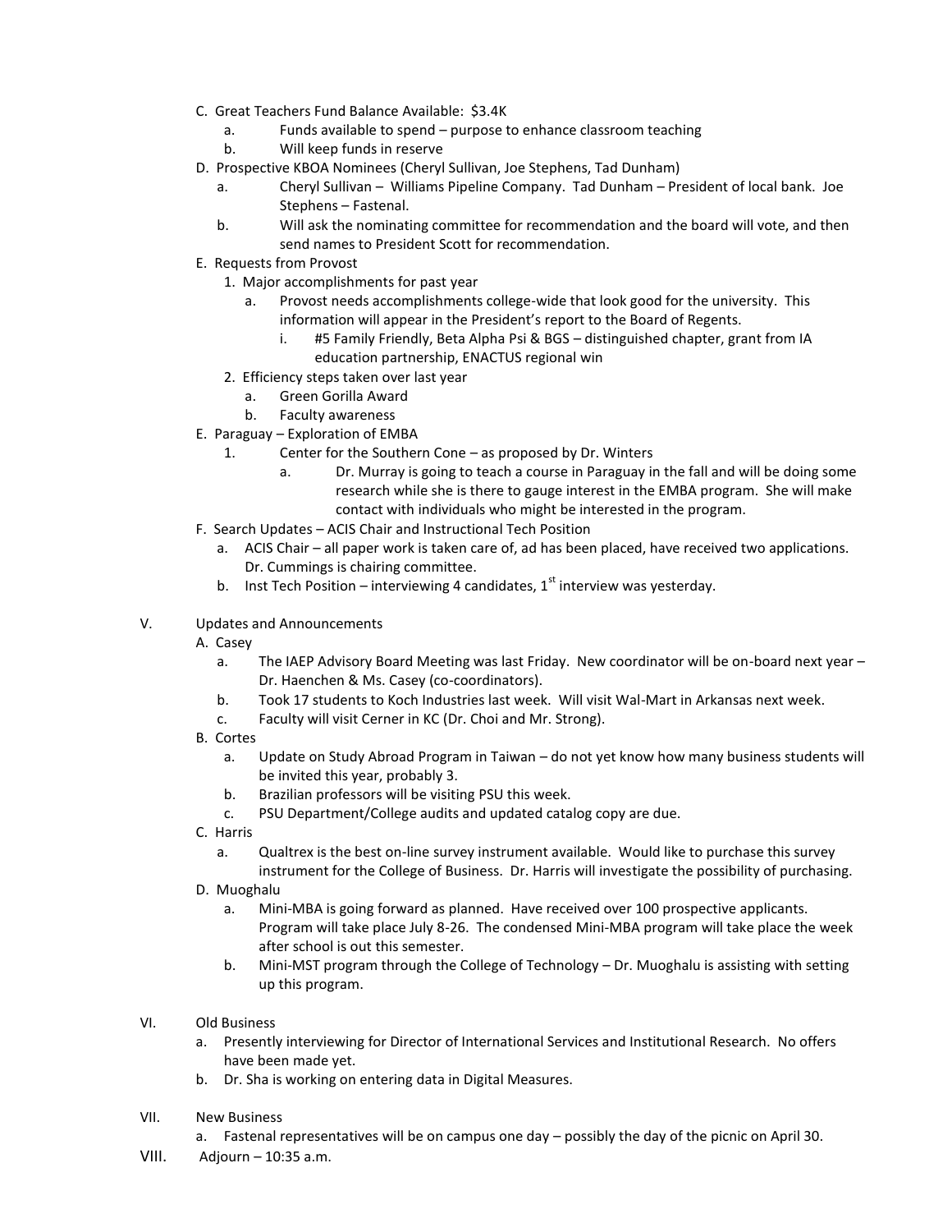C. Great Teachers Fund Balance Available: $3.4K

   a. Funds available to spend – purpose to enhance classroom teaching
   b. Will keep funds in reserve

D. Prospective KBOA Nominees (Cheryl Sullivan, Joe Stephens, Tad Dunham)

   a. Cheryl Sullivan – Williams Pipeline Company. Tad Dunham – President of local bank. Joe Stephens – Fastenal.
   b. Will ask the nominating committee for recommendation and the board will vote, and then send names to President Scott for recommendation.

E. Requests from Provost

   1. Major accomplishments for past year
      a. Provost needs accomplishments college-wide that look good for the university. This information will appear in the President's report to the Board of Regents.
         i. #5 Family Friendly, Beta Alpha Psi & BGS – distinguished chapter, grant from IA education partnership, ENACTUS regional win
   2. Efficiency steps taken over last year
      a. Green Gorilla Award
      b. Faculty awareness

E. Paraguay – Exploration of EMBA

   1. Center for the Southern Cone – as proposed by Dr. Winters
      a. Dr. Murray is going to teach a course in Paraguay in the fall and will be doing some research while she is there to gauge interest in the EMBA program. She will make contact with individuals who might be interested in the program.

F. Search Updates – ACIS Chair and Instructional Tech Position

   a. ACIS Chair – all paper work is taken care of, ad has been placed, have received two applications. Dr. Cummings is chairing committee.
   b. Inst Tech Position – interviewing 4 candidates, 1st interview was yesterday.

V. Updates and Announcements

A. Casey

   a. The IAEP Advisory Board Meeting was last Friday. New coordinator will be on-board next year – Dr. Haenchen & Ms. Casey (co-coordinators).
   b. Took 17 students to Koch Industries last week. Will visit Wal-Mart in Arkansas next week.
   c. Faculty will visit Cerner in KC (Dr. Choi and Mr. Strong).

B. Cortes

   a. Update on Study Abroad Program in Taiwan – do not yet know how many business students will be invited this year, probably 3.
   b. Brazilian professors will be visiting PSU this week.
   c. PSU Department/College audits and updated catalog copy are due.

C. Harris

   a. Qualtrex is the best on-line survey instrument available. Would like to purchase this survey instrument for the College of Business. Dr. Harris will investigate the possibility of purchasing.

D. Muoghalu

   a. Mini-MBA is going forward as planned. Have received over 100 prospective applicants. Program will take place July 8-26. The condensed Mini-MBA program will take place the week after school is out this semester.
   b. Mini-MST program through the College of Technology – Dr. Muoghalu is assisting with setting up this program.

VI. Old Business

   a. Presently interviewing for Director of International Services and Institutional Research. No offers have been made yet.
   b. Dr. Sha is working on entering data in Digital Measures.

VII. New Business

   a. Fastenal representatives will be on campus one day – possibly the day of the picnic on April 30.

VIII. Adjourn – 10:35 a.m.